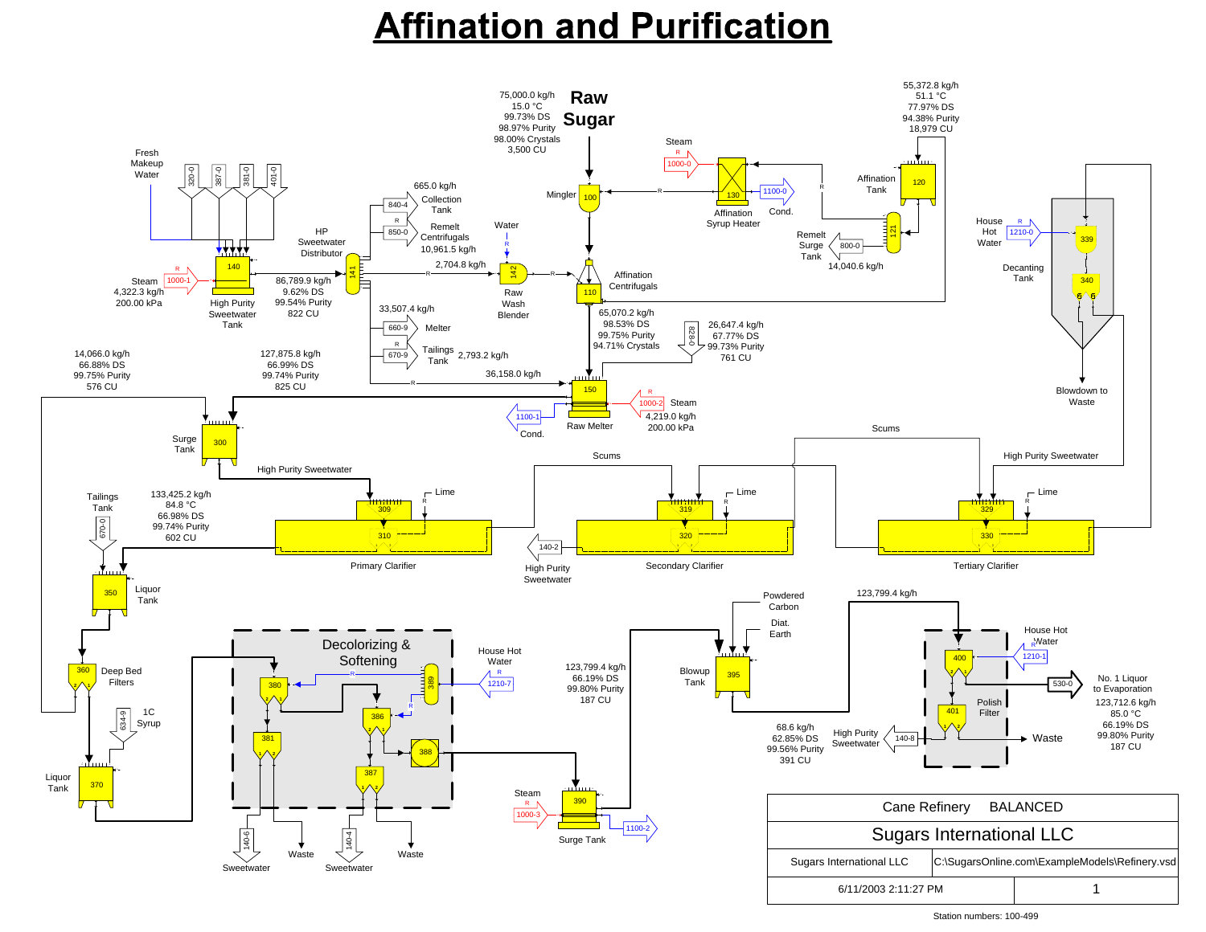# Affination and Purification

**Raw Sugar**

75,000.0 kg/h
15.0 °C
99.73% DS
98.97% Purity
98.00% Crystals
3,500 CU

Mingler 100

Steam 1000-0 → 130 Affination Syrup Heater → 1100-0 Cond.

55,372.8 kg/h
51.1 °C
77.97% DS
94.38% Purity
18,979 CU

Affination Tank 120

Remelt Surge Tank 121 → 800-0
14,040.6 kg/h

Fresh Makeup Water: 320-0, 387-0, 381-0, 401-0

Steam 1000-1
4,322.3 kg/h
200.00 kPa

140 High Purity Sweetwater Tank

86,789.9 kg/h
9.62% DS
99.54% Purity
822 CU

141 HP Sweetwater Distributor

840-4 — 665.0 kg/h Collection Tank

850-0 — Remelt Centrifugals 10,961.5 kg/h

2,704.8 kg/h

Water → 142 Raw Wash Blender

110 Affination Centrifugals

65,070.2 kg/h
98.53% DS
99.75% Purity
94.71% Crystals

33,507.4 kg/h

660-9 Melter

670-9 Tailings Tank 2,793.2 kg/h

36,158.0 kg/h

828-0
26,647.4 kg/h
67.77% DS
99.73% Purity
761 CU

150 Raw Melter

Steam 1000-2
4,219.0 kg/h
200.00 kPa

1100-1 Cond.

14,066.0 kg/h
66.88% DS
99.75% Purity
576 CU

127,875.8 kg/h
66.99% DS
99.74% Purity
825 CU

300 Surge Tank

High Purity Sweetwater

House Hot Water 1210-0 → 339
Decanting Tank 340
Blowdown to Waste

Scums

High Purity Sweetwater

Lime — 309 / 310 Primary Clarifier

Lime — 319 / 320 Secondary Clarifier

Lime — 329 / 330 Tertiary Clarifier

140-2 High Purity Sweetwater

Tailings Tank 670-0

133,425.2 kg/h
84.8 °C
66.98% DS
99.74% Purity
602 CU

350 Liquor Tank

360 Deep Bed Filters

634-9 1C Syrup

370 Liquor Tank

**Decolorizing & Softening**

380, 381, 386, 387, 388, 389

House Hot Water 1210-7

140-6 Sweetwater — Waste

140-4 Sweetwater — Waste

Steam 1000-3 → 390 Surge Tank → 1100-2

123,799.4 kg/h
66.19% DS
99.80% Purity
187 CU

Powdered Carbon
Diat. Earth
395 Blowup Tank

123,799.4 kg/h

68.6 kg/h
62.85% DS
99.56% Purity
391 CU

High Purity Sweetwater 140-8

House Hot Water 1210-1

400 / 401 Polish Filter → Waste

530-0 No. 1 Liquor to Evaporation

123,712.6 kg/h
85.0 °C
66.19% DS
99.80% Purity
187 CU

| Cane Refinery BALANCED | |
|---|---|
| Sugars International LLC | |
| Sugars International LLC | C:\SugarsOnline.com\ExampleModels\Refinery.vsd |
| 6/11/2003 2:11:27 PM | 1 |

Station numbers: 100-499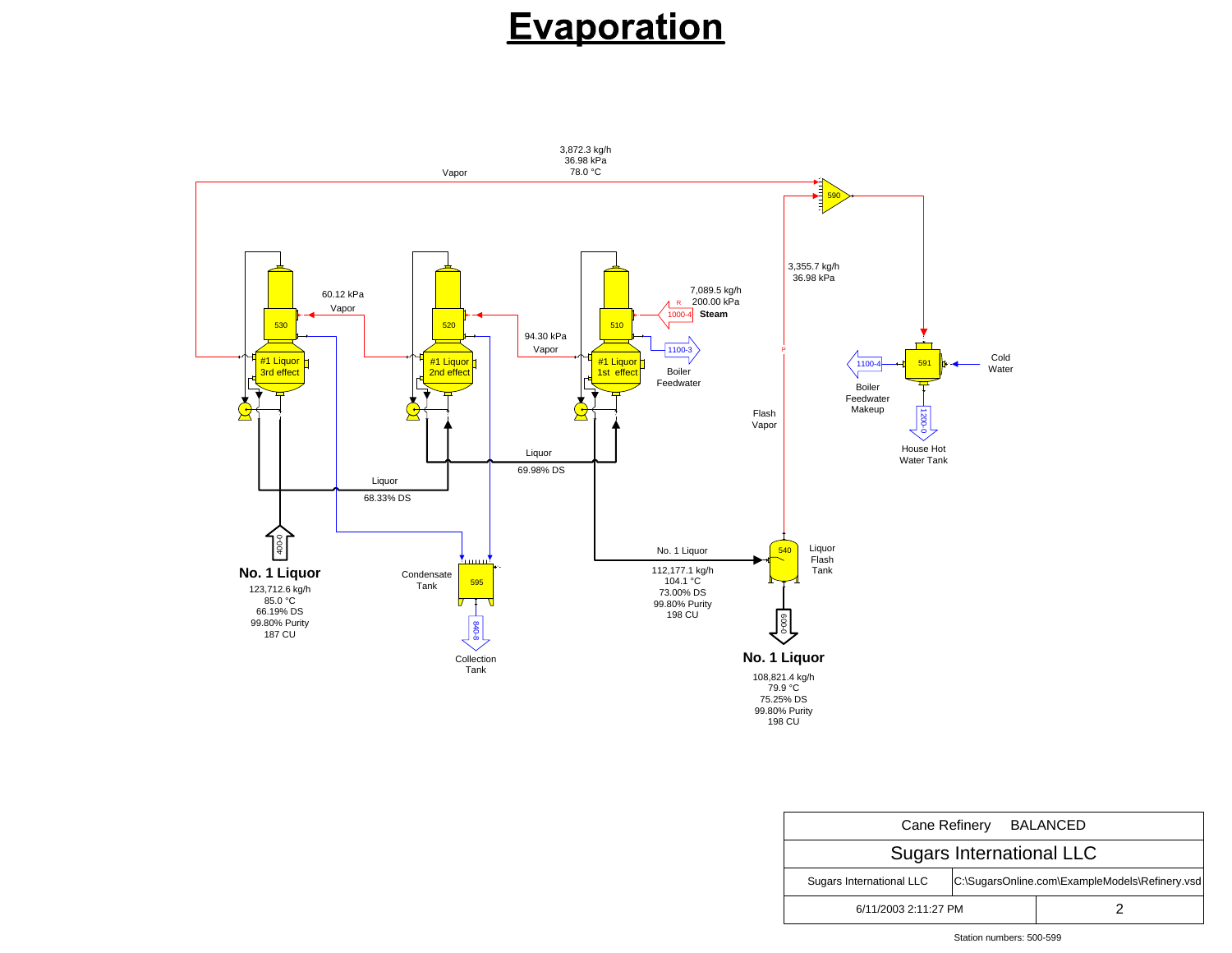# Evaporation

Vapor

3,872.3 kg/h
36.98 kPa
78.0 °C

590

3,355.7 kg/h
36.98 kPa

60.12 kPa
Vapor

530

#1 Liquor
3rd effect

520

#1 Liquor
2nd effect

94.30 kPa
Vapor

510

#1 Liquor
1st effect

7,089.5 kg/h
200.00 kPa
R
1000-4 **Steam**

1100-3
Boiler
Feedwater

Flash
Vapor

P

1100-4
Boiler
Feedwater
Makeup

591

Cold
Water

1200-0
House Hot
Water Tank

Liquor
69.98% DS

Liquor
68.33% DS

400-0

**No. 1 Liquor**
123,712.6 kg/h
85.0 °C
66.19% DS
99.80% Purity
187 CU

Condensate
Tank

595

840-8
Collection
Tank

No. 1 Liquor
112,177.1 kg/h
104.1 °C
73.00% DS
99.80% Purity
198 CU

540
Liquor
Flash
Tank

600-0

**No. 1 Liquor**
108,821.4 kg/h
79.9 °C
75.25% DS
99.80% Purity
198 CU

| Cane Refinery BALANCED | |
|---|---|
| Sugars International LLC | |
| Sugars International LLC | C:\SugarsOnline.com\ExampleModels\Refinery.vsd |
| 6/11/2003 2:11:27 PM | 2 |

Station numbers: 500-599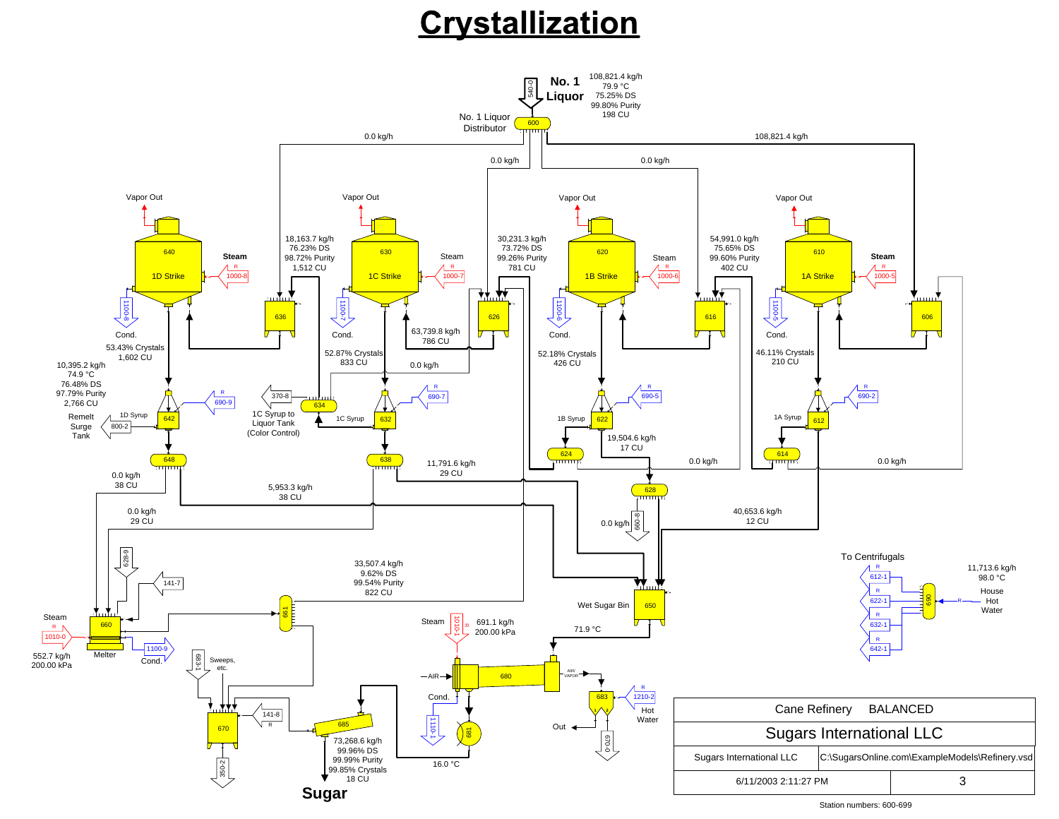# Crystallization

**No. 1 Liquor** (540-0)

108,821.4 kg/h
79.9 °C
75.25% DS
99.80% Purity
198 CU

No. 1 Liquor Distributor (600)

0.0 kg/h | 0.0 kg/h | 0.0 kg/h | 108,821.4 kg/h

## 1D Strike (640)

Vapor Out

Steam (1000-8)

Cond. (1100-8)

18,163.7 kg/h
76.23% DS
98.72% Purity
1,512 CU

53.43% Crystals
1,602 CU

10,395.2 kg/h
74.9 °C
76.48% DS
97.79% Purity
2,766 CU

636

642 — 1D Syrup (690-9)

Remelt Surge Tank (800-2)

648

0.0 kg/h
38 CU

5,953.3 kg/h
38 CU

## 1C Strike (630)

Vapor Out

Steam (1000-7)

Cond. (1100-7)

30,231.3 kg/h
73.72% DS
99.26% Purity
781 CU

63,739.8 kg/h
786 CU

52.87% Crystals
833 CU

0.0 kg/h

626

634 — 1C Syrup to Liquor Tank (Color Control) (370-8)

632 — 1C Syrup (690-7)

638

11,791.6 kg/h
29 CU

0.0 kg/h
29 CU

## 1B Strike (620)

Vapor Out

Steam (1000-6)

Cond. (1100-6)

54,991.0 kg/h
75.65% DS
99.60% Purity
402 CU

52.18% Crystals
426 CU

616

622 — 1B Syrup (690-5)

19,504.6 kg/h
17 CU

624

0.0 kg/h

628

0.0 kg/h (690-8)

## 1A Strike (610)

Vapor Out

Steam (1000-5)

Cond. (1100-5)

46.11% Crystals
210 CU

606

612 — 1A Syrup (690-2)

614

0.0 kg/h

40,653.6 kg/h
12 CU

## Wet Sugar Bin (650)

71.9 °C

## To Centrifugals (690)

612-1, 622-1, 632-1, 642-1

House Hot Water
11,713.6 kg/h
98.0 °C

## Melter (660)

Steam (1010-0)
552.7 kg/h
200.00 kPa

Cond. (1100-9)

628-9, 141-7

661

33,507.4 kg/h
9.62% DS
99.54% Purity
822 CU

## Dryer (680)

Steam (1010-1)
691.1 kg/h
200.00 kPa

AIR

Cond. (1110-1)

AIR/VAPOR

683 — Hot Water (1210-2)

Out

670-0

681

16.0 °C

## 670

683-1 — Sweeps, etc.

141-8

350-2

## 685

73,268.6 kg/h
99.96% DS
99.99% Purity
99.85% Crystals
18 CU

**Sugar**

| Cane Refinery BALANCED | |
|---|---|
| Sugars International LLC | |
| Sugars International LLC | C:\SugarsOnline.com\ExampleModels\Refinery.vsd |
| 6/11/2003 2:11:27 PM | 3 |

Station numbers: 600-699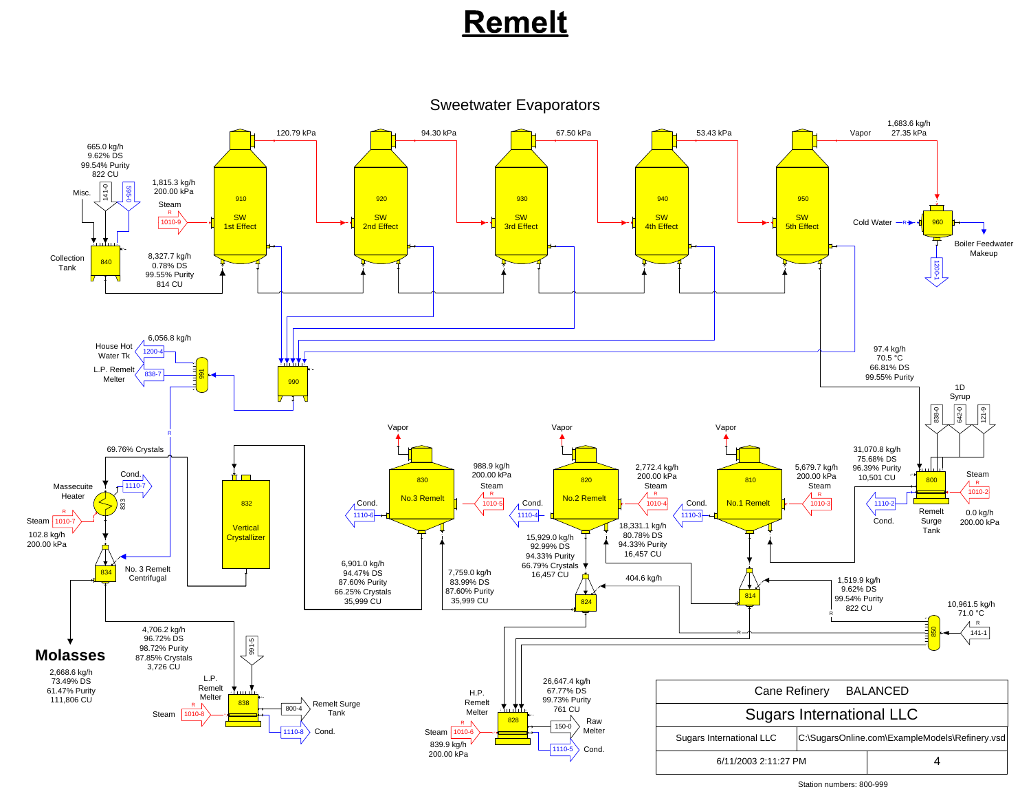# Remelt

## Sweetwater Evaporators

**Sweetwater Evaporators**

- 910 SW 1st Effect — 120.79 kPa
- 920 SW 2nd Effect — 94.30 kPa
- 930 SW 3rd Effect — 67.50 kPa
- 940 SW 4th Effect — 53.43 kPa
- 950 SW 5th Effect — Vapor: 1,683.6 kg/h, 27.35 kPa
- 960 — Cold Water; Boiler Feedwater Makeup; 1200-1

Steam 1010-9: 1,815.3 kg/h, 200.00 kPa

Misc. (141-0, 595-0): 665.0 kg/h, 9.62% DS, 99.54% Purity, 822 CU

840 Collection Tank: 8,327.7 kg/h, 0.78% DS, 99.55% Purity, 814 CU

990

991: House Hot Water Tk (1200-4): 6,056.8 kg/h; L.P. Remelt Melter (838-7)

5th Effect outlet to 800: 97.4 kg/h, 70.5 °C, 66.81% DS, 99.55% Purity

## Remelt

**800 Remelt Surge Tank** — 1D Syrup (838-0, 642-0, 121-9); Steam 1010-2: 0.0 kg/h, 200.00 kPa; Cond. 1110-2

800 outlet: 31,070.8 kg/h, 75.68% DS, 96.39% Purity, 10,501 CU

**810 No.1 Remelt** — Vapor; Steam 1010-3: 5,679.7 kg/h, 200.00 kPa; Cond. 1110-3

810 outlet: 18,331.1 kg/h, 80.78% DS, 94.33% Purity, 16,457 CU

**814** — 1,519.9 kg/h, 9.62% DS, 99.54% Purity, 822 CU

**850** — 141-1: 10,961.5 kg/h, 71.0 °C

**820 No.2 Remelt** — Vapor; Steam 1010-4: 2,772.4 kg/h, 200.00 kPa; Cond. 1110-4

820 outlet: 15,929.0 kg/h, 92.99% DS, 94.33% Purity, 66.79% Crystals, 16,457 CU

**824** — 404.6 kg/h; outlet 7,759.0 kg/h, 83.99% DS, 87.60% Purity, 35,999 CU

**830 No.3 Remelt** — Vapor; Steam 1010-5: 988.9 kg/h, 200.00 kPa; Cond. 1110-6

830 outlet: 6,901.0 kg/h, 94.47% DS, 87.60% Purity, 66.25% Crystals, 35,999 CU

**828 H.P. Remelt Melter** — Steam 1010-6: 839.9 kg/h, 200.00 kPa; 150-0 Raw Melter: 26,647.4 kg/h, 67.77% DS, 99.73% Purity, 761 CU; Cond. 1110-5

**832 Vertical Crystallizer**

**833 Massecuite Heater** — Steam 1010-7: 102.8 kg/h, 200.00 kPa; Cond. 1110-7; 69.76% Crystals

**834 No. 3 Remelt Centrifugal**

**Molasses** — 2,668.6 kg/h, 73.49% DS, 61.47% Purity, 111,806 CU

834 to 838: 4,706.2 kg/h, 96.72% DS, 98.72% Purity, 87.85% Crystals, 3,726 CU

**838 L.P. Remelt Melter** — 991-5; Steam 1010-8; 800-4 Remelt Surge Tank; Cond. 1110-8

| Cane Refinery BALANCED | |
|---|---|
| Sugars International LLC | |
| Sugars International LLC | C:\SugarsOnline.com\ExampleModels\Refinery.vsd |
| 6/11/2003 2:11:27 PM | 4 |

Station numbers: 800-999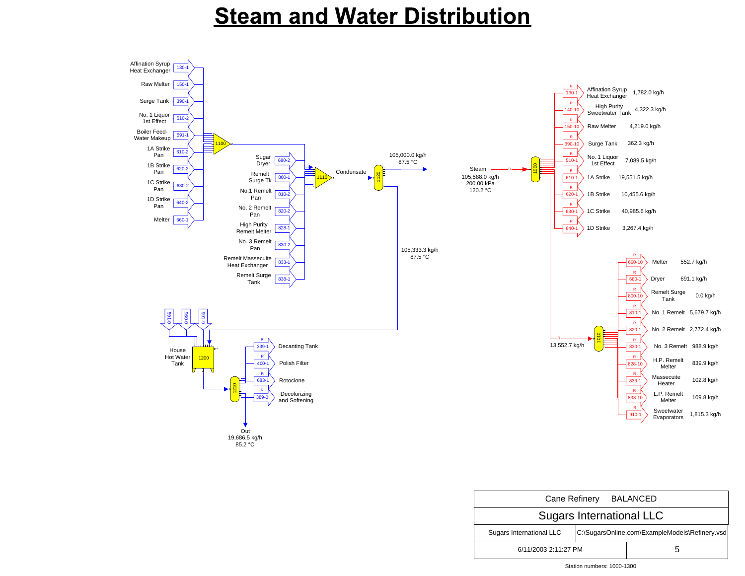# Steam and Water Distribution

Affination Syrup Heat Exchanger 130-1
Raw Melter 150-1
Surge Tank 390-1
No. 1 Liquor 1st Effect 510-2
Boiler Feed-Water Makeup 591-1
1A Strike Pan 610-2
1B Strike Pan 620-2
1C Strike Pan 630-2
1D Strike Pan 640-2
Melter 660-1

1100

Sugar Dryer 680-2
Remelt Surge Tk 800-1
No.1 Remelt Pan 810-2
No. 2 Remelt Pan 820-2
High Purity Remelt Melter 828-1
No. 3 Remelt Pan 830-2
Remelt Massecuite Heat Exchanger 833-1
Remelt Surge Tank 838-1

1110

Condensate

1120

105,000.0 kg/h
87.5 °C

105,333.3 kg/h
87.5 °C

591-0
960-0
591-9

House Hot Water Tank 1200

1210

Decanting Tank 339-1
Polish Filter 400-1
Rotoclone 683-1
Decolorizing and Softening 389-0

Out
19,686.5 kg/h
85.2 °C

Steam
105,588.0 kg/h
200.00 kPa
120.2 °C

1000

| Station | Destination | Flow |
|---|---|---|
| 130-1 | Affination Syrup Heat Exchanger | 1,782.0 kg/h |
| 140-10 | High Purity Sweetwater Tank | 4,322.3 kg/h |
| 150-10 | Raw Melter | 4,219.0 kg/h |
| 390-10 | Surge Tank | 362.3 kg/h |
| 510-1 | No. 1 Liquor 1st Effect | 7,089.5 kg/h |
| 610-1 | 1A Strike | 19,551.5 kg/h |
| 620-1 | 1B Strike | 10,455.6 kg/h |
| 630-1 | 1C Strike | 40,985.6 kg/h |
| 640-1 | 1D Strike | 3,267.4 kg/h |

13,552.7 kg/h

1010

| Station | Destination | Flow |
|---|---|---|
| 660-10 | Melter | 552.7 kg/h |
| 680-1 | Dryer | 691.1 kg/h |
| 800-10 | Remelt Surge Tank | 0.0 kg/h |
| 810-1 | No. 1 Remelt | 5,679.7 kg/h |
| 820-1 | No. 2 Remelt | 2,772.4 kg/h |
| 830-1 | No. 3 Remelt | 988.9 kg/h |
| 828-10 | H.P. Remelt Melter | 839.9 kg/h |
| 833-1 | Massecuite Heater | 102.8 kg/h |
| 838-10 | L.P. Remelt Melter | 109.8 kg/h |
| 910-1 | Sweetwater Evaporators | 1,815.3 kg/h |

| Cane Refinery BALANCED | |
|---|---|
| Sugars International LLC | |
| Sugars International LLC | C:\SugarsOnline.com\ExampleModels\Refinery.vsd |
| 6/11/2003 2:11:27 PM | 5 |

Station numbers: 1000-1300